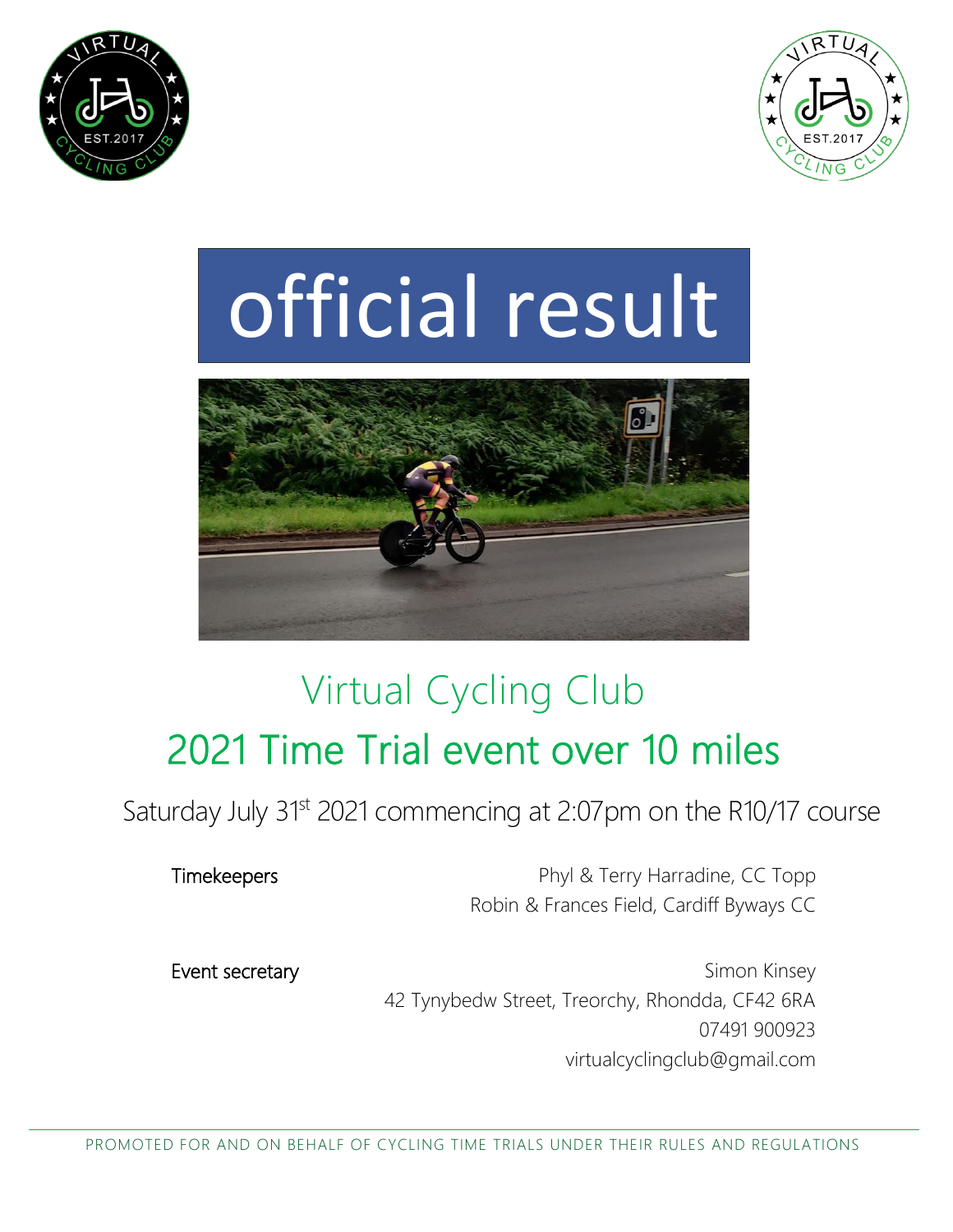# official result

## Virtual Cycling Club

## 2021 Time Trial event over 10 miles

Saturday July 31st 2021 commencing at 2:07pm on the R10/17 course

**Timekeepers**

Phyl & Terry Harradine, CC Topp
Robin & Frances Field, Cardiff Byways CC

**Event secretary**

Simon Kinsey
42 Tynybedw Street, Treorchy, Rhondda, CF42 6RA
07491 900923
virtualcyclingclub@gmail.com

PROMOTED FOR AND ON BEHALF OF CYCLING TIME TRIALS UNDER THEIR RULES AND REGULATIONS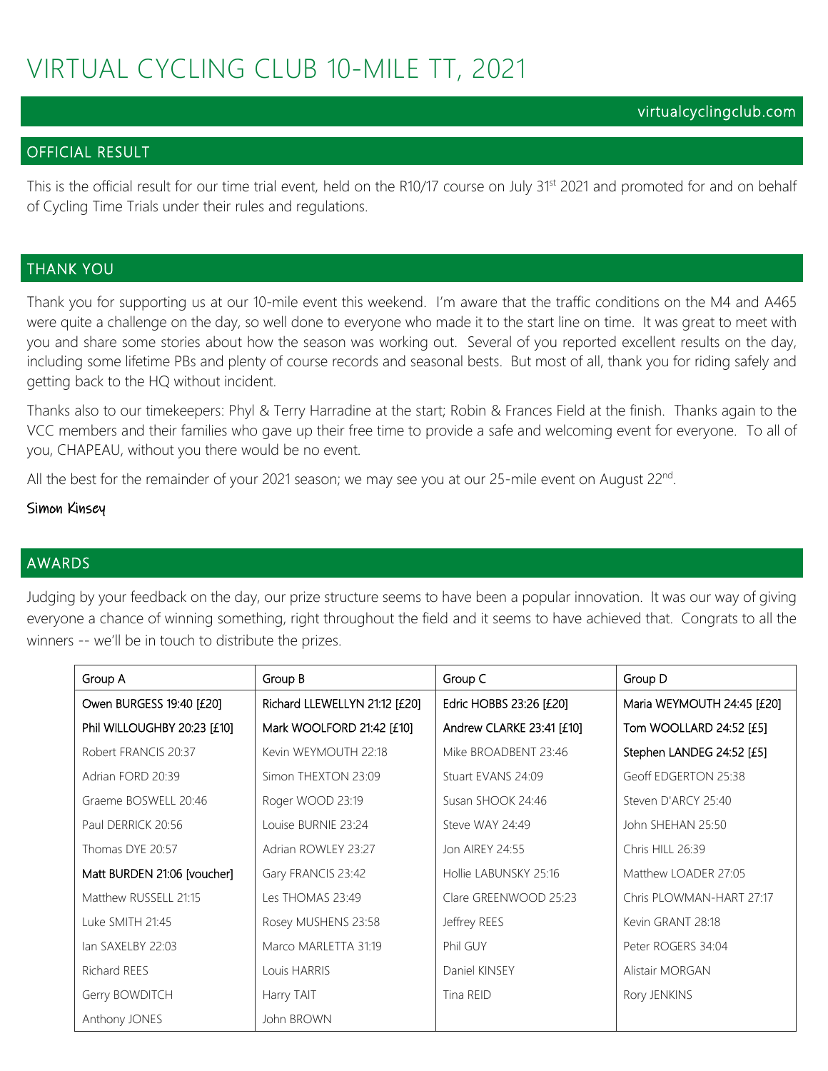# VIRTUAL CYCLING CLUB 10-MILE TT, 2021

virtualcyclingclub.com

## OFFICIAL RESULT

This is the official result for our time trial event, held on the R10/17 course on July 31st 2021 and promoted for and on behalf of Cycling Time Trials under their rules and regulations.

## THANK YOU

Thank you for supporting us at our 10-mile event this weekend. I'm aware that the traffic conditions on the M4 and A465 were quite a challenge on the day, so well done to everyone who made it to the start line on time. It was great to meet with you and share some stories about how the season was working out. Several of you reported excellent results on the day, including some lifetime PBs and plenty of course records and seasonal bests. But most of all, thank you for riding safely and getting back to the HQ without incident.

Thanks also to our timekeepers: Phyl & Terry Harradine at the start; Robin & Frances Field at the finish. Thanks again to the VCC members and their families who gave up their free time to provide a safe and welcoming event for everyone. To all of you, CHAPEAU, without you there would be no event.

All the best for the remainder of your 2021 season; we may see you at our 25-mile event on August 22nd.

Simon Kinsey

## AWARDS

Judging by your feedback on the day, our prize structure seems to have been a popular innovation. It was our way of giving everyone a chance of winning something, right throughout the field and it seems to have achieved that. Congrats to all the winners -- we'll be in touch to distribute the prizes.

| Group A | Group B | Group C | Group D |
|---|---|---|---|
| Owen BURGESS 19:40 [£20] | Richard LLEWELLYN 21:12 [£20] | Edric HOBBS 23:26 [£20] | Maria WEYMOUTH 24:45 [£20] |
| Phil WILLOUGHBY 20:23 [£10] | Mark WOOLFORD 21:42 [£10] | Andrew CLARKE 23:41 [£10] | Tom WOOLLARD 24:52 [£5] |
| Robert FRANCIS 20:37 | Kevin WEYMOUTH 22:18 | Mike BROADBENT 23:46 | Stephen LANDEG 24:52 [£5] |
| Adrian FORD 20:39 | Simon THEXTON 23:09 | Stuart EVANS 24:09 | Geoff EDGERTON 25:38 |
| Graeme BOSWELL 20:46 | Roger WOOD 23:19 | Susan SHOOK 24:46 | Steven D'ARCY 25:40 |
| Paul DERRICK 20:56 | Louise BURNIE 23:24 | Steve WAY 24:49 | John SHEHAN 25:50 |
| Thomas DYE 20:57 | Adrian ROWLEY 23:27 | Jon AIREY 24:55 | Chris HILL 26:39 |
| Matt BURDEN 21:06 [voucher] | Gary FRANCIS 23:42 | Hollie LABUNSKY 25:16 | Matthew LOADER 27:05 |
| Matthew RUSSELL 21:15 | Les THOMAS 23:49 | Clare GREENWOOD 25:23 | Chris PLOWMAN-HART 27:17 |
| Luke SMITH 21:45 | Rosey MUSHENS 23:58 | Jeffrey REES | Kevin GRANT 28:18 |
| Ian SAXELBY 22:03 | Marco MARLETTA 31:19 | Phil GUY | Peter ROGERS 34:04 |
| Richard REES | Louis HARRIS | Daniel KINSEY | Alistair MORGAN |
| Gerry BOWDITCH | Harry TAIT | Tina REID | Rory JENKINS |
| Anthony JONES | John BROWN | | |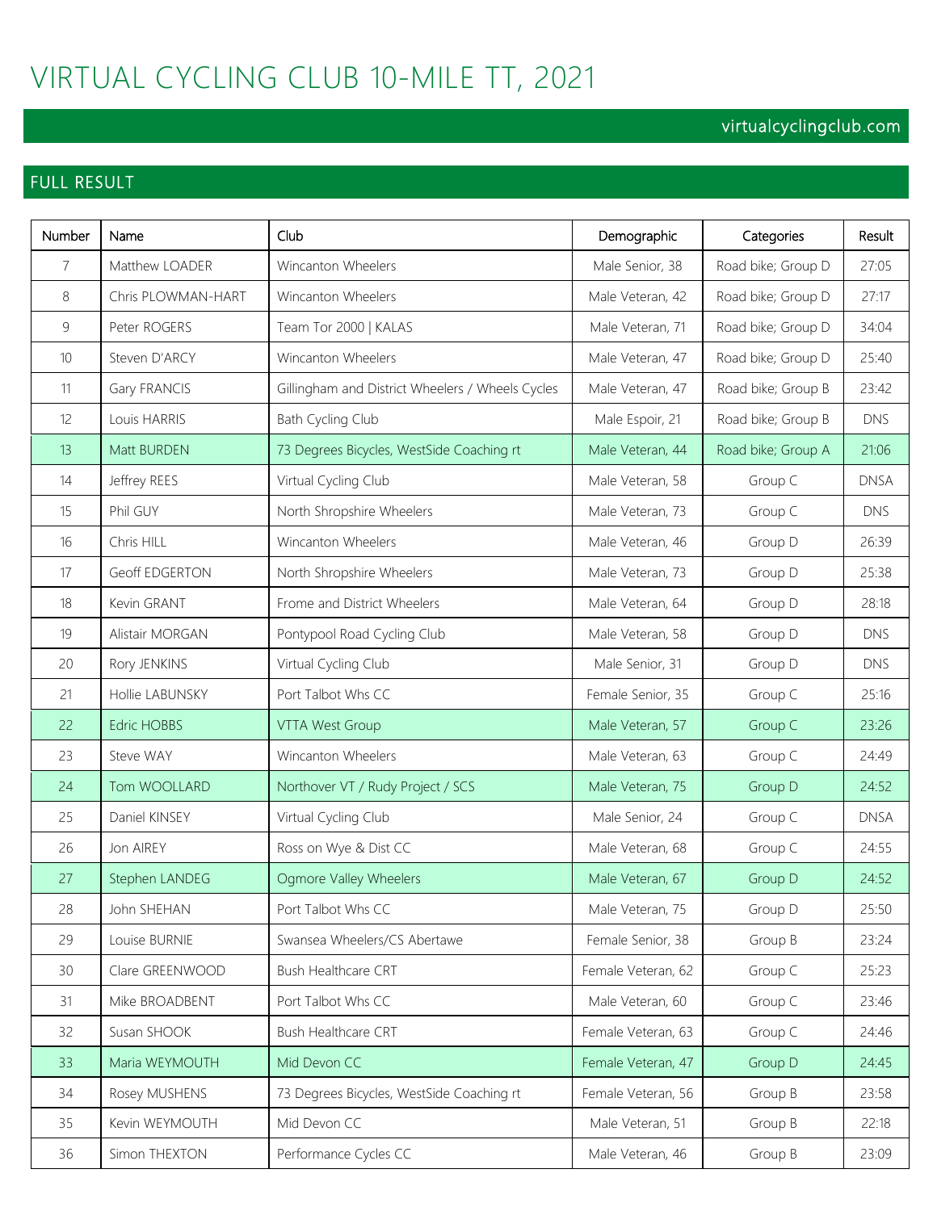# VIRTUAL CYCLING CLUB 10-MILE TT, 2021

virtualcyclingclub.com

## FULL RESULT

| Number | Name | Club | Demographic | Categories | Result |
|---|---|---|---|---|---|
| 7 | Matthew LOADER | Wincanton Wheelers | Male Senior, 38 | Road bike; Group D | 27:05 |
| 8 | Chris PLOWMAN-HART | Wincanton Wheelers | Male Veteran, 42 | Road bike; Group D | 27:17 |
| 9 | Peter ROGERS | Team Tor 2000 \| KALAS | Male Veteran, 71 | Road bike; Group D | 34:04 |
| 10 | Steven D'ARCY | Wincanton Wheelers | Male Veteran, 47 | Road bike; Group D | 25:40 |
| 11 | Gary FRANCIS | Gillingham and District Wheelers / Wheels Cycles | Male Veteran, 47 | Road bike; Group B | 23:42 |
| 12 | Louis HARRIS | Bath Cycling Club | Male Espoir, 21 | Road bike; Group B | DNS |
| 13 | Matt BURDEN | 73 Degrees Bicycles, WestSide Coaching rt | Male Veteran, 44 | Road bike; Group A | 21:06 |
| 14 | Jeffrey REES | Virtual Cycling Club | Male Veteran, 58 | Group C | DNSA |
| 15 | Phil GUY | North Shropshire Wheelers | Male Veteran, 73 | Group C | DNS |
| 16 | Chris HILL | Wincanton Wheelers | Male Veteran, 46 | Group D | 26:39 |
| 17 | Geoff EDGERTON | North Shropshire Wheelers | Male Veteran, 73 | Group D | 25:38 |
| 18 | Kevin GRANT | Frome and District Wheelers | Male Veteran, 64 | Group D | 28:18 |
| 19 | Alistair MORGAN | Pontypool Road Cycling Club | Male Veteran, 58 | Group D | DNS |
| 20 | Rory JENKINS | Virtual Cycling Club | Male Senior, 31 | Group D | DNS |
| 21 | Hollie LABUNSKY | Port Talbot Whs CC | Female Senior, 35 | Group C | 25:16 |
| 22 | Edric HOBBS | VTTA West Group | Male Veteran, 57 | Group C | 23:26 |
| 23 | Steve WAY | Wincanton Wheelers | Male Veteran, 63 | Group C | 24:49 |
| 24 | Tom WOOLLARD | Northover VT / Rudy Project / SCS | Male Veteran, 75 | Group D | 24:52 |
| 25 | Daniel KINSEY | Virtual Cycling Club | Male Senior, 24 | Group C | DNSA |
| 26 | Jon AIREY | Ross on Wye & Dist CC | Male Veteran, 68 | Group C | 24:55 |
| 27 | Stephen LANDEG | Ogmore Valley Wheelers | Male Veteran, 67 | Group D | 24:52 |
| 28 | John SHEHAN | Port Talbot Whs CC | Male Veteran, 75 | Group D | 25:50 |
| 29 | Louise BURNIE | Swansea Wheelers/CS Abertawe | Female Senior, 38 | Group B | 23:24 |
| 30 | Clare GREENWOOD | Bush Healthcare CRT | Female Veteran, 62 | Group C | 25:23 |
| 31 | Mike BROADBENT | Port Talbot Whs CC | Male Veteran, 60 | Group C | 23:46 |
| 32 | Susan SHOOK | Bush Healthcare CRT | Female Veteran, 63 | Group C | 24:46 |
| 33 | Maria WEYMOUTH | Mid Devon CC | Female Veteran, 47 | Group D | 24:45 |
| 34 | Rosey MUSHENS | 73 Degrees Bicycles, WestSide Coaching rt | Female Veteran, 56 | Group B | 23:58 |
| 35 | Kevin WEYMOUTH | Mid Devon CC | Male Veteran, 51 | Group B | 22:18 |
| 36 | Simon THEXTON | Performance Cycles CC | Male Veteran, 46 | Group B | 23:09 |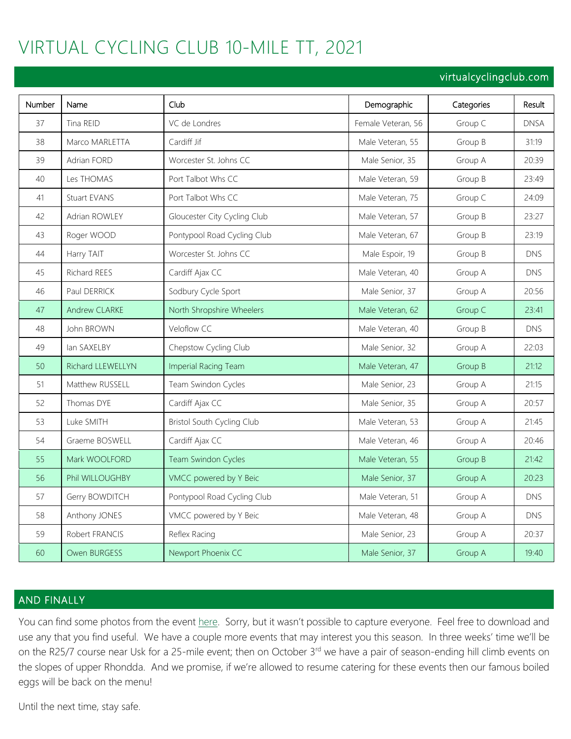# VIRTUAL CYCLING CLUB 10-MILE TT, 2021

virtualcyclingclub.com

| Number | Name | Club | Demographic | Categories | Result |
|---|---|---|---|---|---|
| 37 | Tina REID | VC de Londres | Female Veteran, 56 | Group C | DNSA |
| 38 | Marco MARLETTA | Cardiff Jif | Male Veteran, 55 | Group B | 31:19 |
| 39 | Adrian FORD | Worcester St. Johns CC | Male Senior, 35 | Group A | 20:39 |
| 40 | Les THOMAS | Port Talbot Whs CC | Male Veteran, 59 | Group B | 23:49 |
| 41 | Stuart EVANS | Port Talbot Whs CC | Male Veteran, 75 | Group C | 24:09 |
| 42 | Adrian ROWLEY | Gloucester City Cycling Club | Male Veteran, 57 | Group B | 23:27 |
| 43 | Roger WOOD | Pontypool Road Cycling Club | Male Veteran, 67 | Group B | 23:19 |
| 44 | Harry TAIT | Worcester St. Johns CC | Male Espoir, 19 | Group B | DNS |
| 45 | Richard REES | Cardiff Ajax CC | Male Veteran, 40 | Group A | DNS |
| 46 | Paul DERRICK | Sodbury Cycle Sport | Male Senior, 37 | Group A | 20:56 |
| 47 | Andrew CLARKE | North Shropshire Wheelers | Male Veteran, 62 | Group C | 23:41 |
| 48 | John BROWN | Veloflow CC | Male Veteran, 40 | Group B | DNS |
| 49 | Ian SAXELBY | Chepstow Cycling Club | Male Senior, 32 | Group A | 22:03 |
| 50 | Richard LLEWELLYN | Imperial Racing Team | Male Veteran, 47 | Group B | 21:12 |
| 51 | Matthew RUSSELL | Team Swindon Cycles | Male Senior, 23 | Group A | 21:15 |
| 52 | Thomas DYE | Cardiff Ajax CC | Male Senior, 35 | Group A | 20:57 |
| 53 | Luke SMITH | Bristol South Cycling Club | Male Veteran, 53 | Group A | 21:45 |
| 54 | Graeme BOSWELL | Cardiff Ajax CC | Male Veteran, 46 | Group A | 20:46 |
| 55 | Mark WOOLFORD | Team Swindon Cycles | Male Veteran, 55 | Group B | 21:42 |
| 56 | Phil WILLOUGHBY | VMCC powered by Y Beic | Male Senior, 37 | Group A | 20:23 |
| 57 | Gerry BOWDITCH | Pontypool Road Cycling Club | Male Veteran, 51 | Group A | DNS |
| 58 | Anthony JONES | VMCC powered by Y Beic | Male Veteran, 48 | Group A | DNS |
| 59 | Robert FRANCIS | Reflex Racing | Male Senior, 23 | Group A | 20:37 |
| 60 | Owen BURGESS | Newport Phoenix CC | Male Senior, 37 | Group A | 19:40 |

## AND FINALLY

You can find some photos from the event here. Sorry, but it wasn't possible to capture everyone. Feel free to download and use any that you find useful. We have a couple more events that may interest you this season. In three weeks' time we'll be on the R25/7 course near Usk for a 25-mile event; then on October 3rd we have a pair of season-ending hill climb events on the slopes of upper Rhondda. And we promise, if we're allowed to resume catering for these events then our famous boiled eggs will be back on the menu!

Until the next time, stay safe.